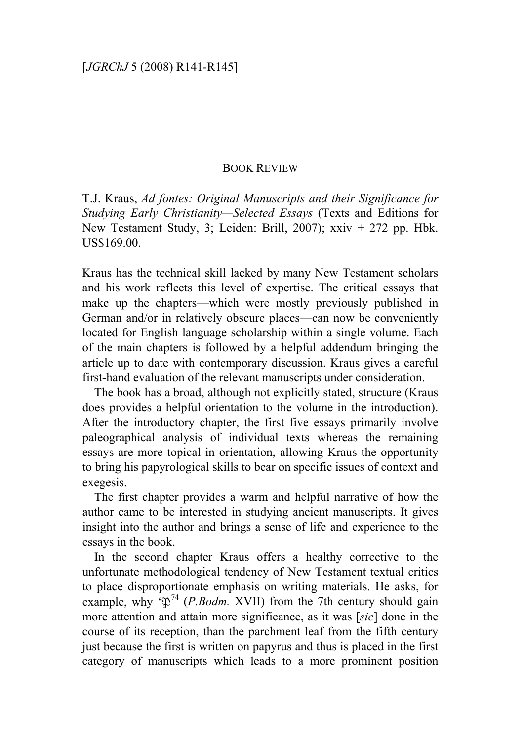# BOOK REVIEW

T.J. Kraus, *Ad fontes: Original Manuscripts and their Significance for Studying Early Christianity—Selected Essays* (Texts and Editions for New Testament Study, 3; Leiden: Brill, 2007); xxiv + 272 pp. Hbk. US$169.00.

Kraus has the technical skill lacked by many New Testament scholars and his work reflects this level of expertise. The critical essays that make up the chapters—which were mostly previously published in German and/or in relatively obscure places—can now be conveniently located for English language scholarship within a single volume. Each of the main chapters is followed by a helpful addendum bringing the article up to date with contemporary discussion. Kraus gives a careful first-hand evaluation of the relevant manuscripts under consideration.

The book has a broad, although not explicitly stated, structure (Kraus does provides a helpful orientation to the volume in the introduction). After the introductory chapter, the first five essays primarily involve paleographical analysis of individual texts whereas the remaining essays are more topical in orientation, allowing Kraus the opportunity to bring his papyrological skills to bear on specific issues of context and exegesis.

The first chapter provides a warm and helpful narrative of how the author came to be interested in studying ancient manuscripts. It gives insight into the author and brings a sense of life and experience to the essays in the book.

In the second chapter Kraus offers a healthy corrective to the unfortunate methodological tendency of New Testament textual critics to place disproportionate emphasis on writing materials. He asks, for example, why '$\mathfrak{P}^{74}$ (*P.Bodm.* XVII) from the 7th century should gain more attention and attain more significance, as it was [*sic*] done in the course of its reception, than the parchment leaf from the fifth century just because the first is written on papyrus and thus is placed in the first category of manuscripts which leads to a more prominent position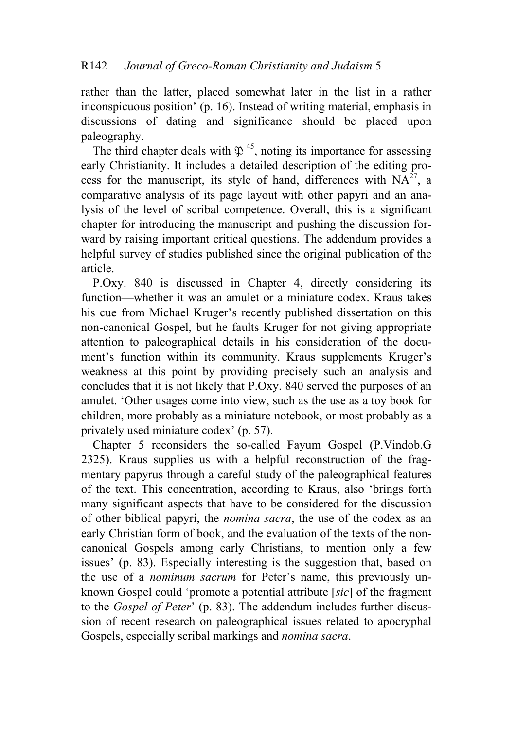rather than the latter, placed somewhat later in the list in a rather inconspicuous position' (p. 16). Instead of writing material, emphasis in discussions of dating and significance should be placed upon paleography.

The third chapter deals with $\mathfrak{P}^{45}$, noting its importance for assessing early Christianity. It includes a detailed description of the editing process for the manuscript, its style of hand, differences with $NA^{27}$, a comparative analysis of its page layout with other papyri and an analysis of the level of scribal competence. Overall, this is a significant chapter for introducing the manuscript and pushing the discussion forward by raising important critical questions. The addendum provides a helpful survey of studies published since the original publication of the article.

P.Oxy. 840 is discussed in Chapter 4, directly considering its function—whether it was an amulet or a miniature codex. Kraus takes his cue from Michael Kruger's recently published dissertation on this non-canonical Gospel, but he faults Kruger for not giving appropriate attention to paleographical details in his consideration of the document's function within its community. Kraus supplements Kruger's weakness at this point by providing precisely such an analysis and concludes that it is not likely that P.Oxy. 840 served the purposes of an amulet. 'Other usages come into view, such as the use as a toy book for children, more probably as a miniature notebook, or most probably as a privately used miniature codex' (p. 57).

Chapter 5 reconsiders the so-called Fayum Gospel (P.Vindob.G 2325). Kraus supplies us with a helpful reconstruction of the fragmentary papyrus through a careful study of the paleographical features of the text. This concentration, according to Kraus, also 'brings forth many significant aspects that have to be considered for the discussion of other biblical papyri, the *nomina sacra*, the use of the codex as an early Christian form of book, and the evaluation of the texts of the non-canonical Gospels among early Christians, to mention only a few issues' (p. 83). Especially interesting is the suggestion that, based on the use of a *nominum sacrum* for Peter's name, this previously unknown Gospel could 'promote a potential attribute [*sic*] of the fragment to the *Gospel of Peter*' (p. 83). The addendum includes further discussion of recent research on paleographical issues related to apocryphal Gospels, especially scribal markings and *nomina sacra*.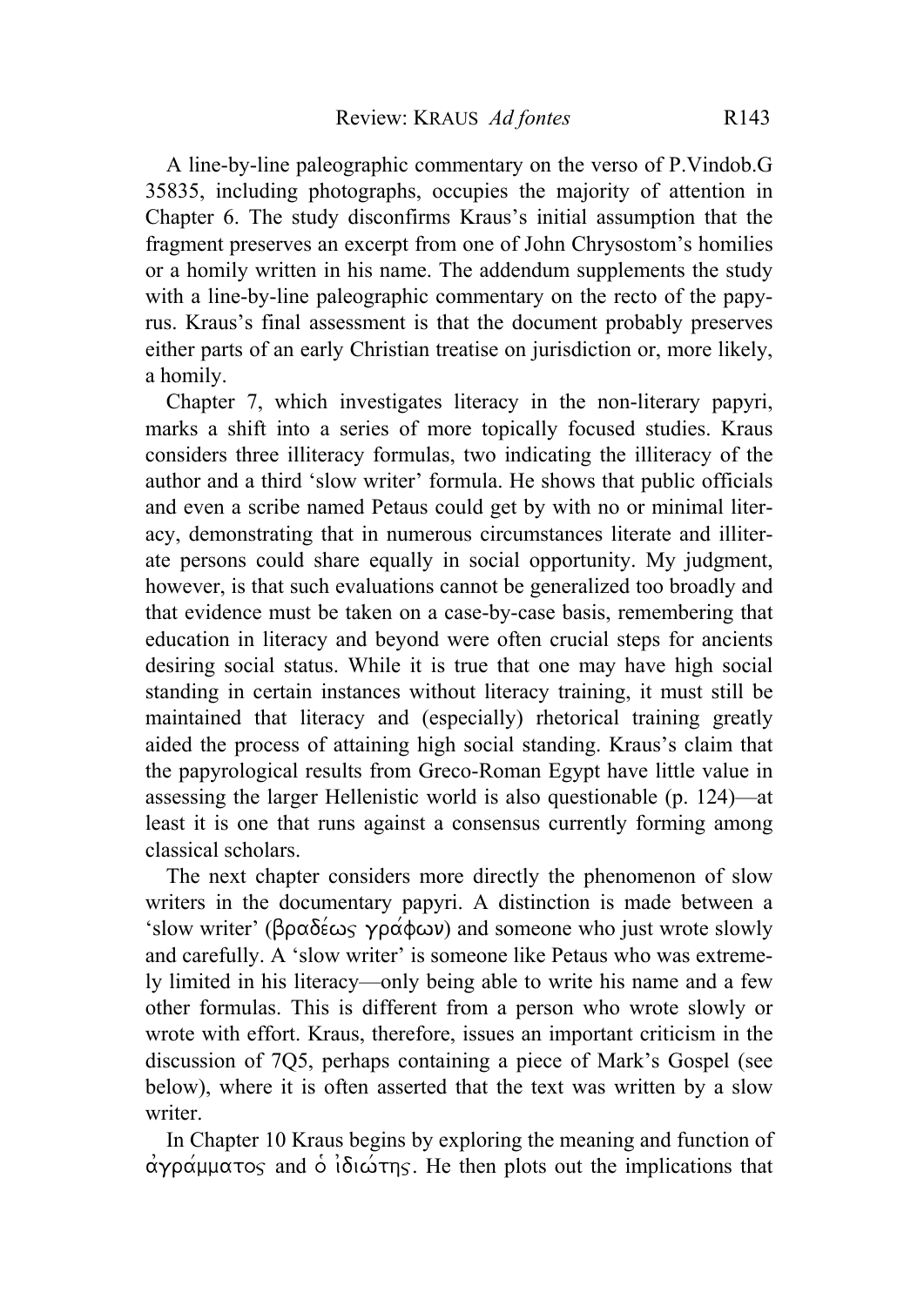A line-by-line paleographic commentary on the verso of P.Vindob.G 35835, including photographs, occupies the majority of attention in Chapter 6. The study disconfirms Kraus's initial assumption that the fragment preserves an excerpt from one of John Chrysostom's homilies or a homily written in his name. The addendum supplements the study with a line-by-line paleographic commentary on the recto of the papyrus. Kraus's final assessment is that the document probably preserves either parts of an early Christian treatise on jurisdiction or, more likely, a homily.

Chapter 7, which investigates literacy in the non-literary papyri, marks a shift into a series of more topically focused studies. Kraus considers three illiteracy formulas, two indicating the illiteracy of the author and a third 'slow writer' formula. He shows that public officials and even a scribe named Petaus could get by with no or minimal literacy, demonstrating that in numerous circumstances literate and illiterate persons could share equally in social opportunity. My judgment, however, is that such evaluations cannot be generalized too broadly and that evidence must be taken on a case-by-case basis, remembering that education in literacy and beyond were often crucial steps for ancients desiring social status. While it is true that one may have high social standing in certain instances without literacy training, it must still be maintained that literacy and (especially) rhetorical training greatly aided the process of attaining high social standing. Kraus's claim that the papyrological results from Greco-Roman Egypt have little value in assessing the larger Hellenistic world is also questionable (p. 124)—at least it is one that runs against a consensus currently forming among classical scholars.

The next chapter considers more directly the phenomenon of slow writers in the documentary papyri. A distinction is made between a 'slow writer' (βραδέως γράφων) and someone who just wrote slowly and carefully. A 'slow writer' is someone like Petaus who was extremely limited in his literacy—only being able to write his name and a few other formulas. This is different from a person who wrote slowly or wrote with effort. Kraus, therefore, issues an important criticism in the discussion of 7Q5, perhaps containing a piece of Mark's Gospel (see below), where it is often asserted that the text was written by a slow writer.

In Chapter 10 Kraus begins by exploring the meaning and function of ἀγράμματος and ὁ ἰδιώτης. He then plots out the implications that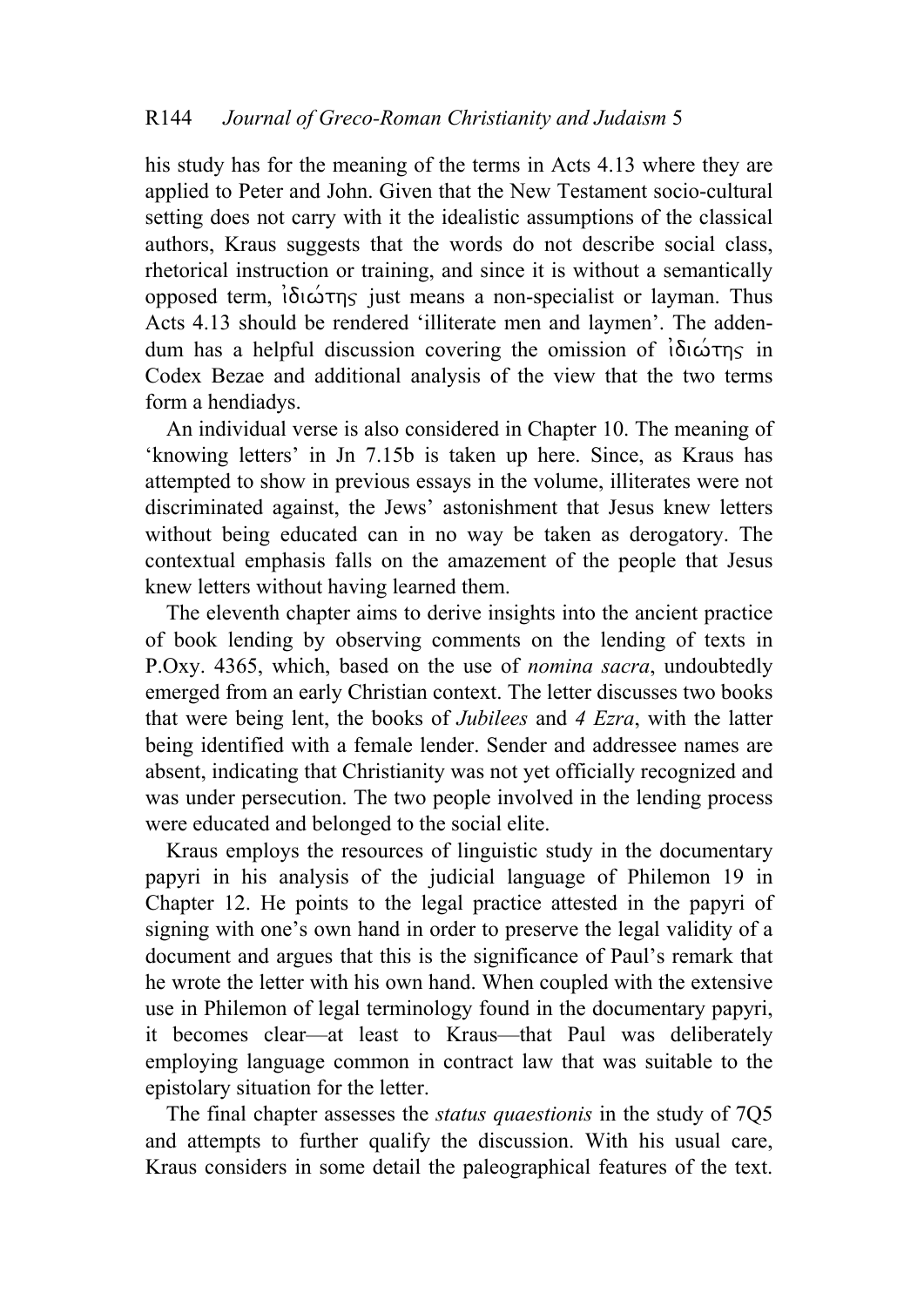his study has for the meaning of the terms in Acts 4.13 where they are applied to Peter and John. Given that the New Testament socio-cultural setting does not carry with it the idealistic assumptions of the classical authors, Kraus suggests that the words do not describe social class, rhetorical instruction or training, and since it is without a semantically opposed term, ἰδιώτης just means a non-specialist or layman. Thus Acts 4.13 should be rendered 'illiterate men and laymen'. The addendum has a helpful discussion covering the omission of ἰδιώτης in Codex Bezae and additional analysis of the view that the two terms form a hendiadys.

An individual verse is also considered in Chapter 10. The meaning of 'knowing letters' in Jn 7.15b is taken up here. Since, as Kraus has attempted to show in previous essays in the volume, illiterates were not discriminated against, the Jews' astonishment that Jesus knew letters without being educated can in no way be taken as derogatory. The contextual emphasis falls on the amazement of the people that Jesus knew letters without having learned them.

The eleventh chapter aims to derive insights into the ancient practice of book lending by observing comments on the lending of texts in P.Oxy. 4365, which, based on the use of *nomina sacra*, undoubtedly emerged from an early Christian context. The letter discusses two books that were being lent, the books of *Jubilees* and *4 Ezra*, with the latter being identified with a female lender. Sender and addressee names are absent, indicating that Christianity was not yet officially recognized and was under persecution. The two people involved in the lending process were educated and belonged to the social elite.

Kraus employs the resources of linguistic study in the documentary papyri in his analysis of the judicial language of Philemon 19 in Chapter 12. He points to the legal practice attested in the papyri of signing with one's own hand in order to preserve the legal validity of a document and argues that this is the significance of Paul's remark that he wrote the letter with his own hand. When coupled with the extensive use in Philemon of legal terminology found in the documentary papyri, it becomes clear—at least to Kraus—that Paul was deliberately employing language common in contract law that was suitable to the epistolary situation for the letter.

The final chapter assesses the *status quaestionis* in the study of 7Q5 and attempts to further qualify the discussion. With his usual care, Kraus considers in some detail the paleographical features of the text.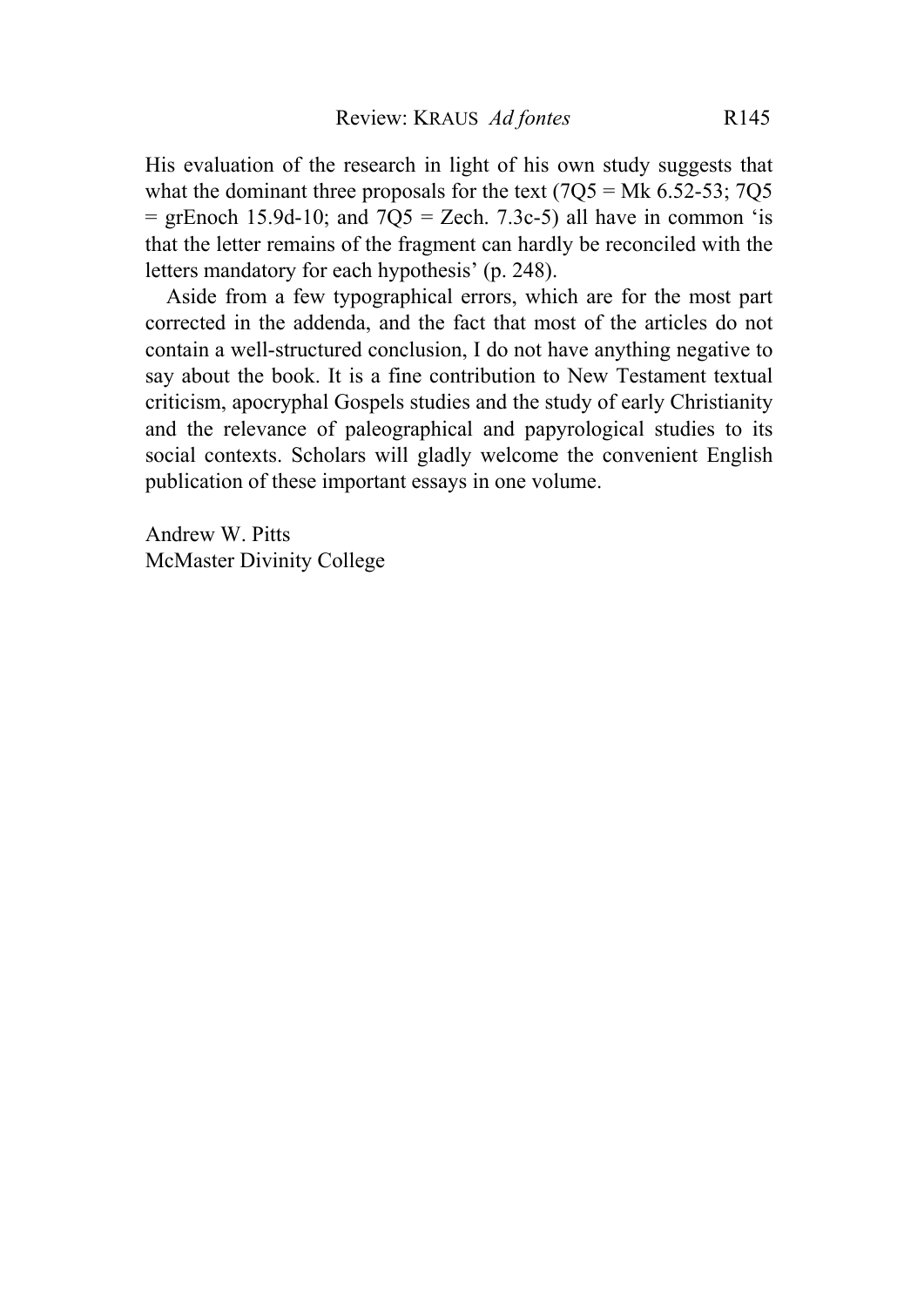His evaluation of the research in light of his own study suggests that what the dominant three proposals for the text (7Q5 = Mk 6.52-53; 7Q5 = grEnoch 15.9d-10; and 7Q5 = Zech. 7.3c-5) all have in common 'is that the letter remains of the fragment can hardly be reconciled with the letters mandatory for each hypothesis' (p. 248).

Aside from a few typographical errors, which are for the most part corrected in the addenda, and the fact that most of the articles do not contain a well-structured conclusion, I do not have anything negative to say about the book. It is a fine contribution to New Testament textual criticism, apocryphal Gospels studies and the study of early Christianity and the relevance of paleographical and papyrological studies to its social contexts. Scholars will gladly welcome the convenient English publication of these important essays in one volume.

Andrew W. Pitts
McMaster Divinity College